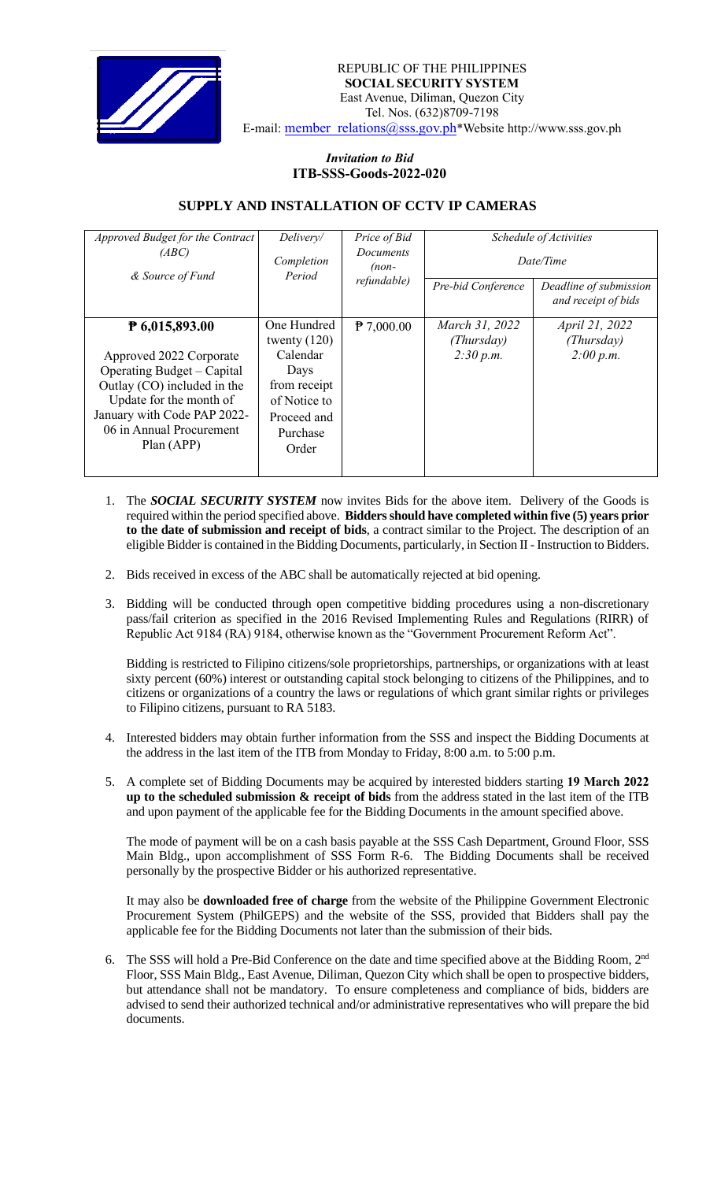REPUBLIC OF THE PHILIPPINES
**SOCIAL SECURITY SYSTEM**
East Avenue, Diliman, Quezon City
Tel. Nos. (632)8709-7198
E-mail: member_relations@sss.gov.ph*Website http://www.sss.gov.ph

*Invitation to Bid*
**ITB-SSS-Goods-2022-020**

## SUPPLY AND INSTALLATION OF CCTV IP CAMERAS

| *Approved Budget for the Contract (ABC) & Source of Fund* | *Delivery/ Completion Period* | *Price of Bid Documents (non-refundable)* | *Schedule of Activities Date/Time* | |
|---|---|---|---|---|
| | | | *Pre-bid Conference* | *Deadline of submission and receipt of bids* |
| **₱ 6,015,893.00** Approved 2022 Corporate Operating Budget – Capital Outlay (CO) included in the Update for the month of January with Code PAP 2022-06 in Annual Procurement Plan (APP) | One Hundred twenty (120) Calendar Days from receipt of Notice to Proceed and Purchase Order | ₱ 7,000.00 | *March 31, 2022 (Thursday) 2:30 p.m.* | *April 21, 2022 (Thursday) 2:00 p.m.* |

1. The ***SOCIAL SECURITY SYSTEM*** now invites Bids for the above item. Delivery of the Goods is required within the period specified above. **Bidders should have completed within five (5) years prior to the date of submission and receipt of bids**, a contract similar to the Project. The description of an eligible Bidder is contained in the Bidding Documents, particularly, in Section II - Instruction to Bidders.

2. Bids received in excess of the ABC shall be automatically rejected at bid opening.

3. Bidding will be conducted through open competitive bidding procedures using a non-discretionary pass/fail criterion as specified in the 2016 Revised Implementing Rules and Regulations (RIRR) of Republic Act 9184 (RA) 9184, otherwise known as the "Government Procurement Reform Act".

   Bidding is restricted to Filipino citizens/sole proprietorships, partnerships, or organizations with at least sixty percent (60%) interest or outstanding capital stock belonging to citizens of the Philippines, and to citizens or organizations of a country the laws or regulations of which grant similar rights or privileges to Filipino citizens, pursuant to RA 5183.

4. Interested bidders may obtain further information from the SSS and inspect the Bidding Documents at the address in the last item of the ITB from Monday to Friday, 8:00 a.m. to 5:00 p.m.

5. A complete set of Bidding Documents may be acquired by interested bidders starting **19 March 2022 up to the scheduled submission & receipt of bids** from the address stated in the last item of the ITB and upon payment of the applicable fee for the Bidding Documents in the amount specified above.

   The mode of payment will be on a cash basis payable at the SSS Cash Department, Ground Floor, SSS Main Bldg., upon accomplishment of SSS Form R-6. The Bidding Documents shall be received personally by the prospective Bidder or his authorized representative.

   It may also be **downloaded free of charge** from the website of the Philippine Government Electronic Procurement System (PhilGEPS) and the website of the SSS, provided that Bidders shall pay the applicable fee for the Bidding Documents not later than the submission of their bids.

6. The SSS will hold a Pre-Bid Conference on the date and time specified above at the Bidding Room, 2nd Floor, SSS Main Bldg., East Avenue, Diliman, Quezon City which shall be open to prospective bidders, but attendance shall not be mandatory. To ensure completeness and compliance of bids, bidders are advised to send their authorized technical and/or administrative representatives who will prepare the bid documents.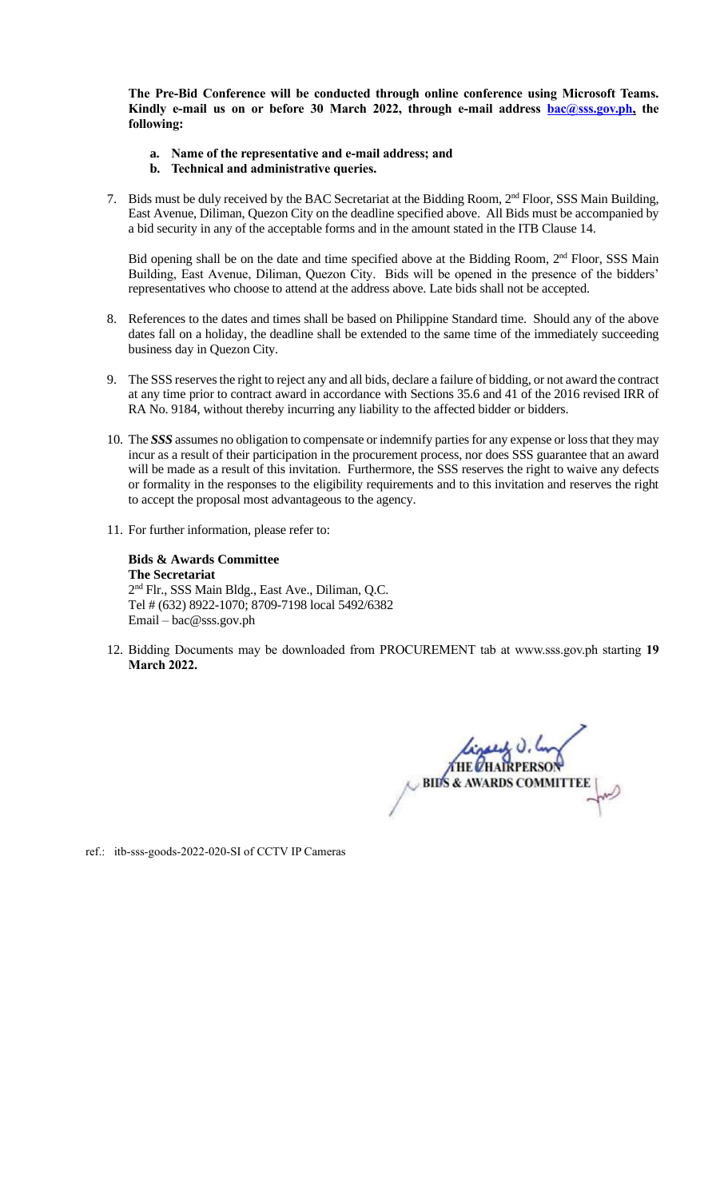**The Pre-Bid Conference will be conducted through online conference using Microsoft Teams. Kindly e-mail us on or before 30 March 2022, through e-mail address bac@sss.gov.ph, the following:**

- **a. Name of the representative and e-mail address; and**
- **b. Technical and administrative queries.**

7. Bids must be duly received by the BAC Secretariat at the Bidding Room, 2nd Floor, SSS Main Building, East Avenue, Diliman, Quezon City on the deadline specified above. All Bids must be accompanied by a bid security in any of the acceptable forms and in the amount stated in the ITB Clause 14.

   Bid opening shall be on the date and time specified above at the Bidding Room, 2nd Floor, SSS Main Building, East Avenue, Diliman, Quezon City. Bids will be opened in the presence of the bidders' representatives who choose to attend at the address above. Late bids shall not be accepted.

8. References to the dates and times shall be based on Philippine Standard time. Should any of the above dates fall on a holiday, the deadline shall be extended to the same time of the immediately succeeding business day in Quezon City.

9. The SSS reserves the right to reject any and all bids, declare a failure of bidding, or not award the contract at any time prior to contract award in accordance with Sections 35.6 and 41 of the 2016 revised IRR of RA No. 9184, without thereby incurring any liability to the affected bidder or bidders.

10. The ***SSS*** assumes no obligation to compensate or indemnify parties for any expense or loss that they may incur as a result of their participation in the procurement process, nor does SSS guarantee that an award will be made as a result of this invitation. Furthermore, the SSS reserves the right to waive any defects or formality in the responses to the eligibility requirements and to this invitation and reserves the right to accept the proposal most advantageous to the agency.

11. For further information, please refer to:

    **Bids & Awards Committee**
    **The Secretariat**
    2nd Flr., SSS Main Bldg., East Ave., Diliman, Q.C.
    Tel # (632) 8922-1070; 8709-7198 local 5492/6382
    Email – bac@sss.gov.ph

12. Bidding Documents may be downloaded from PROCUREMENT tab at www.sss.gov.ph starting **19 March 2022.**

**THE CHAIRPERSON**
**BIDS & AWARDS COMMITTEE**

ref.: itb-sss-goods-2022-020-SI of CCTV IP Cameras